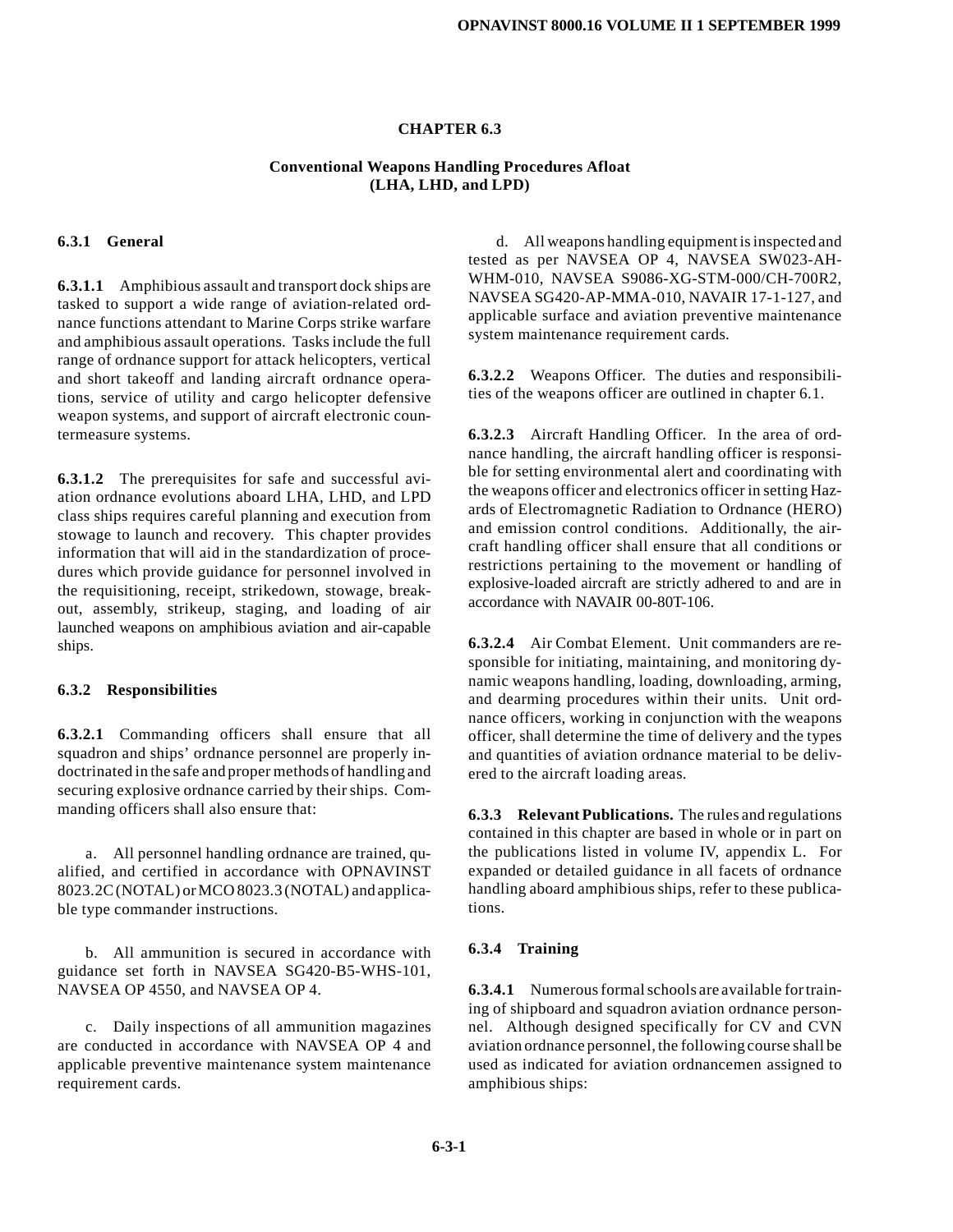# CHAPTER 6.3

## Conventional Weapons Handling Procedures Afloat (LHA, LHD, and LPD)

### 6.3.1 General

**6.3.1.1** Amphibious assault and transport dock ships are tasked to support a wide range of aviation-related ordnance functions attendant to Marine Corps strike warfare and amphibious assault operations. Tasks include the full range of ordnance support for attack helicopters, vertical and short takeoff and landing aircraft ordnance operations, service of utility and cargo helicopter defensive weapon systems, and support of aircraft electronic countermeasure systems.

**6.3.1.2** The prerequisites for safe and successful aviation ordnance evolutions aboard LHA, LHD, and LPD class ships requires careful planning and execution from stowage to launch and recovery. This chapter provides information that will aid in the standardization of procedures which provide guidance for personnel involved in the requisitioning, receipt, strikedown, stowage, breakout, assembly, strikeup, staging, and loading of air launched weapons on amphibious aviation and air-capable ships.

### 6.3.2 Responsibilities

**6.3.2.1** Commanding officers shall ensure that all squadron and ships' ordnance personnel are properly indoctrinated in the safe and proper methods of handling and securing explosive ordnance carried by their ships. Commanding officers shall also ensure that:

a. All personnel handling ordnance are trained, qualified, and certified in accordance with OPNAVINST 8023.2C (NOTAL) or MCO 8023.3 (NOTAL) and applicable type commander instructions.

b. All ammunition is secured in accordance with guidance set forth in NAVSEA SG420-B5-WHS-101, NAVSEA OP 4550, and NAVSEA OP 4.

c. Daily inspections of all ammunition magazines are conducted in accordance with NAVSEA OP 4 and applicable preventive maintenance system maintenance requirement cards.

d. All weapons handling equipment is inspected and tested as per NAVSEA OP 4, NAVSEA SW023-AH-WHM-010, NAVSEA S9086-XG-STM-000/CH-700R2, NAVSEA SG420-AP-MMA-010, NAVAIR 17-1-127, and applicable surface and aviation preventive maintenance system maintenance requirement cards.

**6.3.2.2** Weapons Officer. The duties and responsibilities of the weapons officer are outlined in chapter 6.1.

**6.3.2.3** Aircraft Handling Officer. In the area of ordnance handling, the aircraft handling officer is responsible for setting environmental alert and coordinating with the weapons officer and electronics officer in setting Hazards of Electromagnetic Radiation to Ordnance (HERO) and emission control conditions. Additionally, the aircraft handling officer shall ensure that all conditions or restrictions pertaining to the movement or handling of explosive-loaded aircraft are strictly adhered to and are in accordance with NAVAIR 00-80T-106.

**6.3.2.4** Air Combat Element. Unit commanders are responsible for initiating, maintaining, and monitoring dynamic weapons handling, loading, downloading, arming, and dearming procedures within their units. Unit ordnance officers, working in conjunction with the weapons officer, shall determine the time of delivery and the types and quantities of aviation ordnance material to be delivered to the aircraft loading areas.

**6.3.3 Relevant Publications.** The rules and regulations contained in this chapter are based in whole or in part on the publications listed in volume IV, appendix L. For expanded or detailed guidance in all facets of ordnance handling aboard amphibious ships, refer to these publications.

### 6.3.4 Training

**6.3.4.1** Numerous formal schools are available for training of shipboard and squadron aviation ordnance personnel. Although designed specifically for CV and CVN aviation ordnance personnel, the following course shall be used as indicated for aviation ordnancemen assigned to amphibious ships: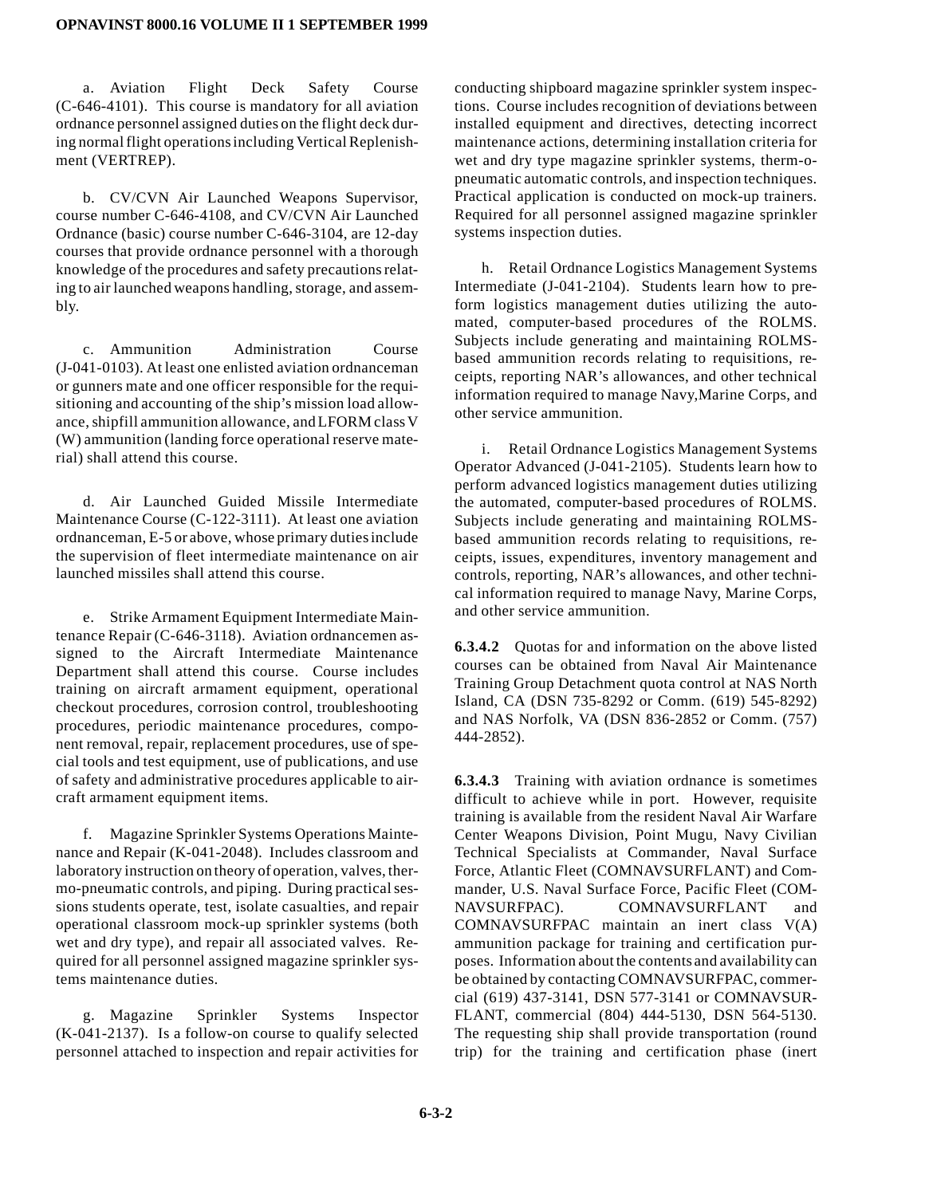a. Aviation Flight Deck Safety Course (C-646-4101). This course is mandatory for all aviation ordnance personnel assigned duties on the flight deck during normal flight operations including Vertical Replenishment (VERTREP).

b. CV/CVN Air Launched Weapons Supervisor, course number C-646-4108, and CV/CVN Air Launched Ordnance (basic) course number C-646-3104, are 12-day courses that provide ordnance personnel with a thorough knowledge of the procedures and safety precautions relating to air launched weapons handling, storage, and assembly.

c. Ammunition Administration Course (J-041-0103). At least one enlisted aviation ordnanceman or gunners mate and one officer responsible for the requisitioning and accounting of the ship's mission load allowance, shipfill ammunition allowance, and LFORM class V (W) ammunition (landing force operational reserve material) shall attend this course.

d. Air Launched Guided Missile Intermediate Maintenance Course (C-122-3111). At least one aviation ordnanceman, E-5 or above, whose primary duties include the supervision of fleet intermediate maintenance on air launched missiles shall attend this course.

e. Strike Armament Equipment Intermediate Maintenance Repair (C-646-3118). Aviation ordnancemen assigned to the Aircraft Intermediate Maintenance Department shall attend this course. Course includes training on aircraft armament equipment, operational checkout procedures, corrosion control, troubleshooting procedures, periodic maintenance procedures, component removal, repair, replacement procedures, use of special tools and test equipment, use of publications, and use of safety and administrative procedures applicable to aircraft armament equipment items.

f. Magazine Sprinkler Systems Operations Maintenance and Repair (K-041-2048). Includes classroom and laboratory instruction on theory of operation, valves, thermo-pneumatic controls, and piping. During practical sessions students operate, test, isolate casualties, and repair operational classroom mock-up sprinkler systems (both wet and dry type), and repair all associated valves. Required for all personnel assigned magazine sprinkler systems maintenance duties.

g. Magazine Sprinkler Systems Inspector (K-041-2137). Is a follow-on course to qualify selected personnel attached to inspection and repair activities for conducting shipboard magazine sprinkler system inspections. Course includes recognition of deviations between installed equipment and directives, detecting incorrect maintenance actions, determining installation criteria for wet and dry type magazine sprinkler systems, therm-o-pneumatic automatic controls, and inspection techniques. Practical application is conducted on mock-up trainers. Required for all personnel assigned magazine sprinkler systems inspection duties.

h. Retail Ordnance Logistics Management Systems Intermediate (J-041-2104). Students learn how to preform logistics management duties utilizing the automated, computer-based procedures of the ROLMS. Subjects include generating and maintaining ROLMS-based ammunition records relating to requisitions, receipts, reporting NAR's allowances, and other technical information required to manage Navy,Marine Corps, and other service ammunition.

i. Retail Ordnance Logistics Management Systems Operator Advanced (J-041-2105). Students learn how to perform advanced logistics management duties utilizing the automated, computer-based procedures of ROLMS. Subjects include generating and maintaining ROLMS-based ammunition records relating to requisitions, receipts, issues, expenditures, inventory management and controls, reporting, NAR's allowances, and other technical information required to manage Navy, Marine Corps, and other service ammunition.

**6.3.4.2** Quotas for and information on the above listed courses can be obtained from Naval Air Maintenance Training Group Detachment quota control at NAS North Island, CA (DSN 735-8292 or Comm. (619) 545-8292) and NAS Norfolk, VA (DSN 836-2852 or Comm. (757) 444-2852).

**6.3.4.3** Training with aviation ordnance is sometimes difficult to achieve while in port. However, requisite training is available from the resident Naval Air Warfare Center Weapons Division, Point Mugu, Navy Civilian Technical Specialists at Commander, Naval Surface Force, Atlantic Fleet (COMNAVSURFLANT) and Commander, U.S. Naval Surface Force, Pacific Fleet (COMNAVSURFPAC). COMNAVSURFLANT and COMNAVSURFPAC maintain an inert class V(A) ammunition package for training and certification purposes. Information about the contents and availability can be obtained by contacting COMNAVSURFPAC, commercial (619) 437-3141, DSN 577-3141 or COMNAVSURFLANT, commercial (804) 444-5130, DSN 564-5130. The requesting ship shall provide transportation (round trip) for the training and certification phase (inert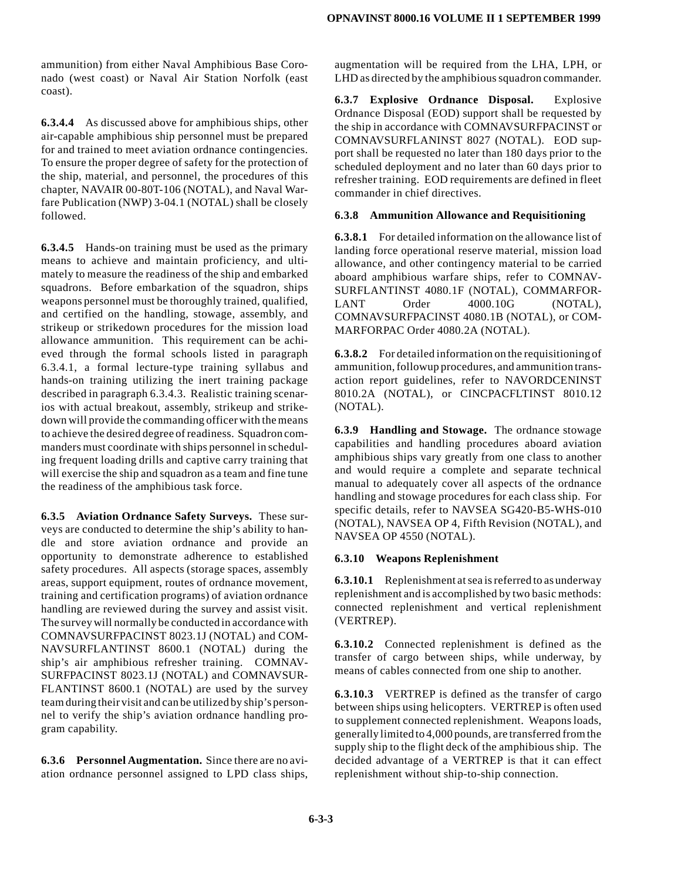ammunition) from either Naval Amphibious Base Coronado (west coast) or Naval Air Station Norfolk (east coast).

**6.3.4.4** As discussed above for amphibious ships, other air-capable amphibious ship personnel must be prepared for and trained to meet aviation ordnance contingencies. To ensure the proper degree of safety for the protection of the ship, material, and personnel, the procedures of this chapter, NAVAIR 00-80T-106 (NOTAL), and Naval Warfare Publication (NWP) 3-04.1 (NOTAL) shall be closely followed.

**6.3.4.5** Hands-on training must be used as the primary means to achieve and maintain proficiency, and ultimately to measure the readiness of the ship and embarked squadrons. Before embarkation of the squadron, ships weapons personnel must be thoroughly trained, qualified, and certified on the handling, stowage, assembly, and strikeup or strikedown procedures for the mission load allowance ammunition. This requirement can be achieved through the formal schools listed in paragraph 6.3.4.1, a formal lecture-type training syllabus and hands-on training utilizing the inert training package described in paragraph 6.3.4.3. Realistic training scenarios with actual breakout, assembly, strikeup and strikedown will provide the commanding officer with the means to achieve the desired degree of readiness. Squadron commanders must coordinate with ships personnel in scheduling frequent loading drills and captive carry training that will exercise the ship and squadron as a team and fine tune the readiness of the amphibious task force.

**6.3.5 Aviation Ordnance Safety Surveys.** These surveys are conducted to determine the ship's ability to handle and store aviation ordnance and provide an opportunity to demonstrate adherence to established safety procedures. All aspects (storage spaces, assembly areas, support equipment, routes of ordnance movement, training and certification programs) of aviation ordnance handling are reviewed during the survey and assist visit. The survey will normally be conducted in accordance with COMNAVSURFPACINST 8023.1J (NOTAL) and COMNAVSURFLANTINST 8600.1 (NOTAL) during the ship's air amphibious refresher training. COMNAVSURFPACINST 8023.1J (NOTAL) and COMNAVSURFLANTINST 8600.1 (NOTAL) are used by the survey team during their visit and can be utilized by ship's personnel to verify the ship's aviation ordnance handling program capability.

**6.3.6 Personnel Augmentation.** Since there are no aviation ordnance personnel assigned to LPD class ships, augmentation will be required from the LHA, LPH, or LHD as directed by the amphibious squadron commander.

**6.3.7 Explosive Ordnance Disposal.** Explosive Ordnance Disposal (EOD) support shall be requested by the ship in accordance with COMNAVSURFPACINST or COMNAVSURFLANINST 8027 (NOTAL). EOD support shall be requested no later than 180 days prior to the scheduled deployment and no later than 60 days prior to refresher training. EOD requirements are defined in fleet commander in chief directives.

**6.3.8 Ammunition Allowance and Requisitioning**

**6.3.8.1** For detailed information on the allowance list of landing force operational reserve material, mission load allowance, and other contingency material to be carried aboard amphibious warfare ships, refer to COMNAVSURFLANTINST 4080.1F (NOTAL), COMMARFORLANT Order 4000.10G (NOTAL), COMNAVSURFPACINST 4080.1B (NOTAL), or COMMARFORPAC Order 4080.2A (NOTAL).

**6.3.8.2** For detailed information on the requisitioning of ammunition, followup procedures, and ammunition transaction report guidelines, refer to NAVORDCENINST 8010.2A (NOTAL), or CINCPACFLTINST 8010.12 (NOTAL).

**6.3.9 Handling and Stowage.** The ordnance stowage capabilities and handling procedures aboard aviation amphibious ships vary greatly from one class to another and would require a complete and separate technical manual to adequately cover all aspects of the ordnance handling and stowage procedures for each class ship. For specific details, refer to NAVSEA SG420-B5-WHS-010 (NOTAL), NAVSEA OP 4, Fifth Revision (NOTAL), and NAVSEA OP 4550 (NOTAL).

**6.3.10 Weapons Replenishment**

**6.3.10.1** Replenishment at sea is referred to as underway replenishment and is accomplished by two basic methods: connected replenishment and vertical replenishment (VERTREP).

**6.3.10.2** Connected replenishment is defined as the transfer of cargo between ships, while underway, by means of cables connected from one ship to another.

**6.3.10.3** VERTREP is defined as the transfer of cargo between ships using helicopters. VERTREP is often used to supplement connected replenishment. Weapons loads, generally limited to 4,000 pounds, are transferred from the supply ship to the flight deck of the amphibious ship. The decided advantage of a VERTREP is that it can effect replenishment without ship-to-ship connection.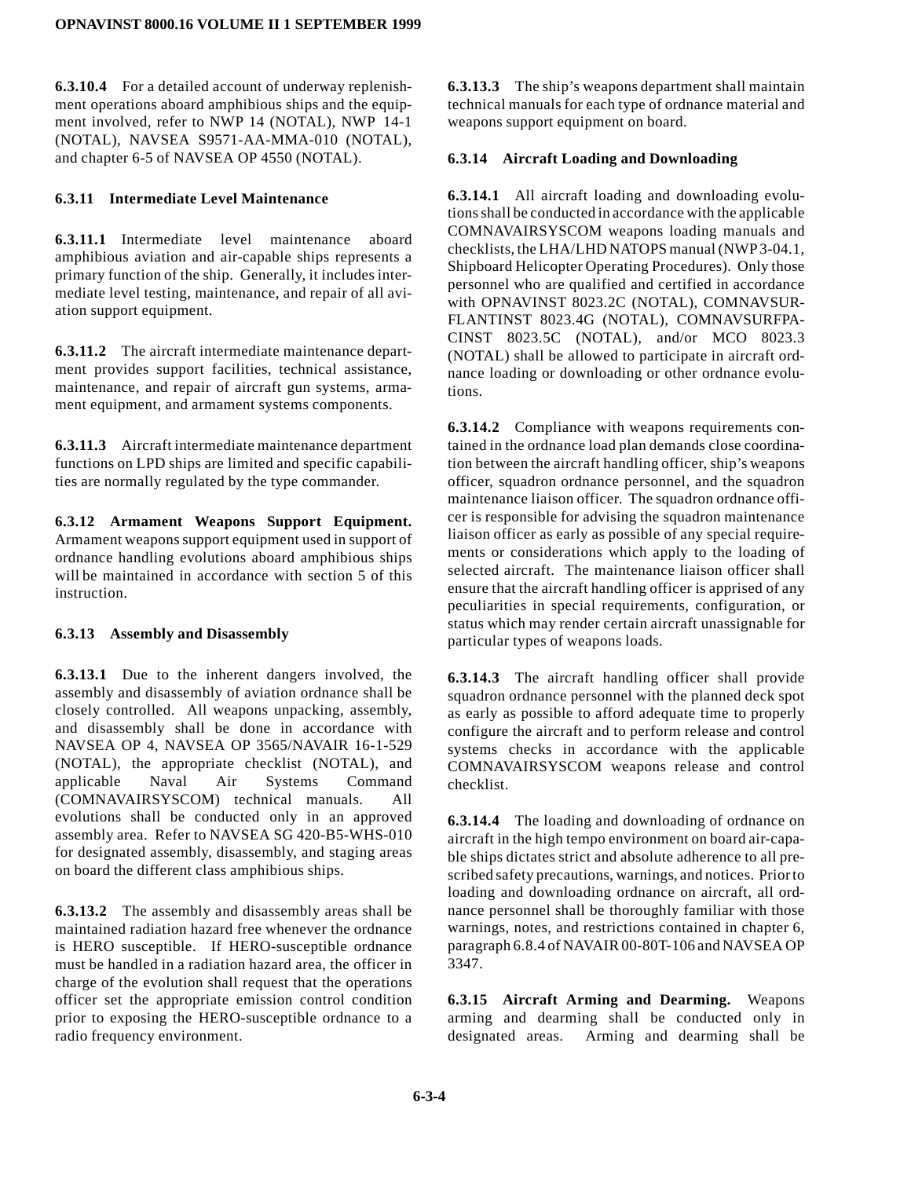**6.3.10.4** For a detailed account of underway replenishment operations aboard amphibious ships and the equipment involved, refer to NWP 14 (NOTAL), NWP 14-1 (NOTAL), NAVSEA S9571-AA-MMA-010 (NOTAL), and chapter 6-5 of NAVSEA OP 4550 (NOTAL).

### 6.3.11 Intermediate Level Maintenance

**6.3.11.1** Intermediate level maintenance aboard amphibious aviation and air-capable ships represents a primary function of the ship. Generally, it includes intermediate level testing, maintenance, and repair of all aviation support equipment.

**6.3.11.2** The aircraft intermediate maintenance department provides support facilities, technical assistance, maintenance, and repair of aircraft gun systems, armament equipment, and armament systems components.

**6.3.11.3** Aircraft intermediate maintenance department functions on LPD ships are limited and specific capabilities are normally regulated by the type commander.

**6.3.12 Armament Weapons Support Equipment.** Armament weapons support equipment used in support of ordnance handling evolutions aboard amphibious ships will be maintained in accordance with section 5 of this instruction.

### 6.3.13 Assembly and Disassembly

**6.3.13.1** Due to the inherent dangers involved, the assembly and disassembly of aviation ordnance shall be closely controlled. All weapons unpacking, assembly, and disassembly shall be done in accordance with NAVSEA OP 4, NAVSEA OP 3565/NAVAIR 16-1-529 (NOTAL), the appropriate checklist (NOTAL), and applicable Naval Air Systems Command (COMNAVAIRSYSCOM) technical manuals. All evolutions shall be conducted only in an approved assembly area. Refer to NAVSEA SG 420-B5-WHS-010 for designated assembly, disassembly, and staging areas on board the different class amphibious ships.

**6.3.13.2** The assembly and disassembly areas shall be maintained radiation hazard free whenever the ordnance is HERO susceptible. If HERO-susceptible ordnance must be handled in a radiation hazard area, the officer in charge of the evolution shall request that the operations officer set the appropriate emission control condition prior to exposing the HERO-susceptible ordnance to a radio frequency environment.

**6.3.13.3** The ship's weapons department shall maintain technical manuals for each type of ordnance material and weapons support equipment on board.

### 6.3.14 Aircraft Loading and Downloading

**6.3.14.1** All aircraft loading and downloading evolutions shall be conducted in accordance with the applicable COMNAVAIRSYSCOM weapons loading manuals and checklists, the LHA/LHD NATOPS manual (NWP 3-04.1, Shipboard Helicopter Operating Procedures). Only those personnel who are qualified and certified in accordance with OPNAVINST 8023.2C (NOTAL), COMNAVSURFLANTINST 8023.4G (NOTAL), COMNAVSURFPACINST 8023.5C (NOTAL), and/or MCO 8023.3 (NOTAL) shall be allowed to participate in aircraft ordnance loading or downloading or other ordnance evolutions.

**6.3.14.2** Compliance with weapons requirements contained in the ordnance load plan demands close coordination between the aircraft handling officer, ship's weapons officer, squadron ordnance personnel, and the squadron maintenance liaison officer. The squadron ordnance officer is responsible for advising the squadron maintenance liaison officer as early as possible of any special requirements or considerations which apply to the loading of selected aircraft. The maintenance liaison officer shall ensure that the aircraft handling officer is apprised of any peculiarities in special requirements, configuration, or status which may render certain aircraft unassignable for particular types of weapons loads.

**6.3.14.3** The aircraft handling officer shall provide squadron ordnance personnel with the planned deck spot as early as possible to afford adequate time to properly configure the aircraft and to perform release and control systems checks in accordance with the applicable COMNAVAIRSYSCOM weapons release and control checklist.

**6.3.14.4** The loading and downloading of ordnance on aircraft in the high tempo environment on board air-capable ships dictates strict and absolute adherence to all prescribed safety precautions, warnings, and notices. Prior to loading and downloading ordnance on aircraft, all ordnance personnel shall be thoroughly familiar with those warnings, notes, and restrictions contained in chapter 6, paragraph 6.8.4 of NAVAIR 00-80T-106 and NAVSEA OP 3347.

**6.3.15 Aircraft Arming and Dearming.** Weapons arming and dearming shall be conducted only in designated areas. Arming and dearming shall be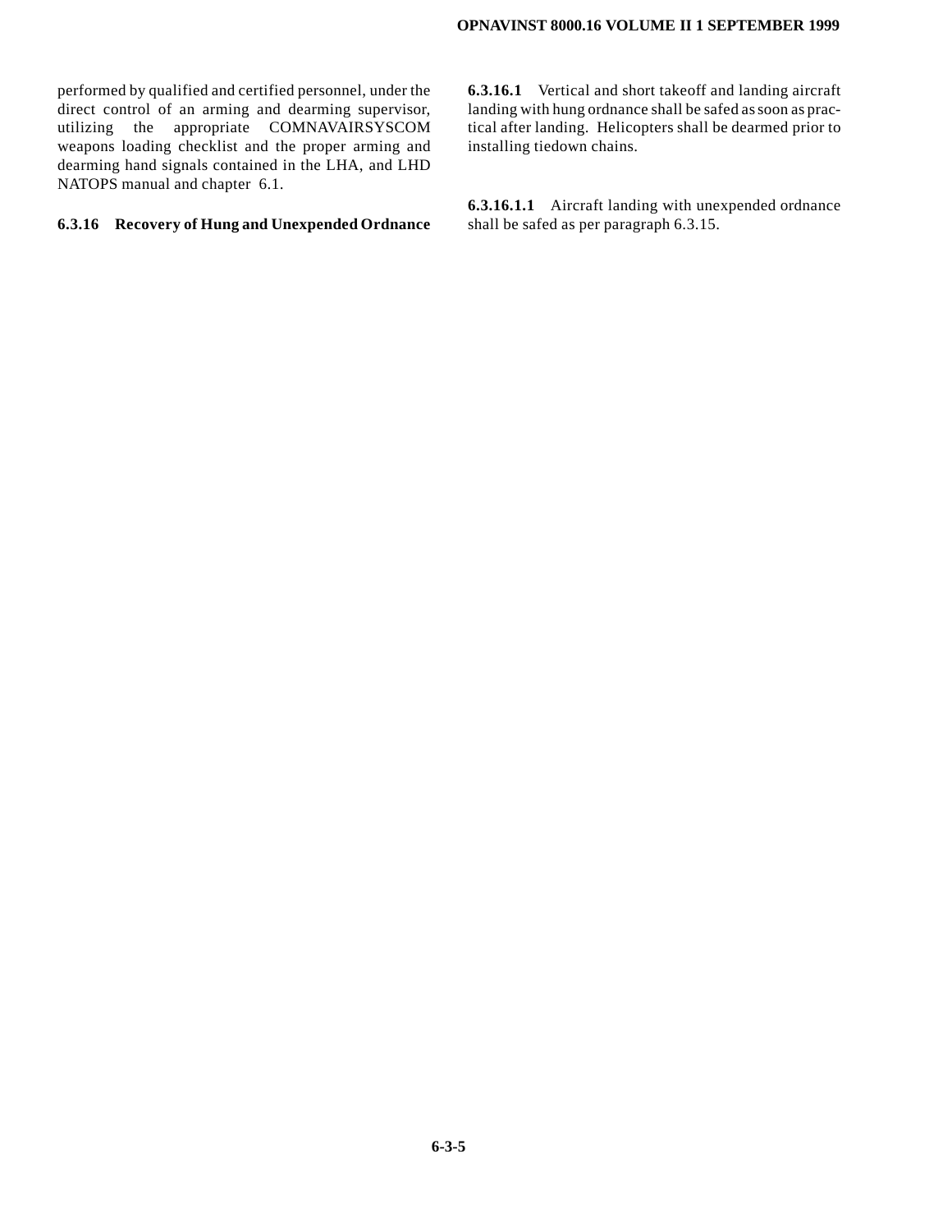performed by qualified and certified personnel, under the direct control of an arming and dearming supervisor, utilizing the appropriate COMNAVAIRSYSCOM weapons loading checklist and the proper arming and dearming hand signals contained in the LHA, and LHD NATOPS manual and chapter 6.1.

### 6.3.16 Recovery of Hung and Unexpended Ordnance

**6.3.16.1** Vertical and short takeoff and landing aircraft landing with hung ordnance shall be safed as soon as practical after landing. Helicopters shall be dearmed prior to installing tiedown chains.

**6.3.16.1.1** Aircraft landing with unexpended ordnance shall be safed as per paragraph 6.3.15.